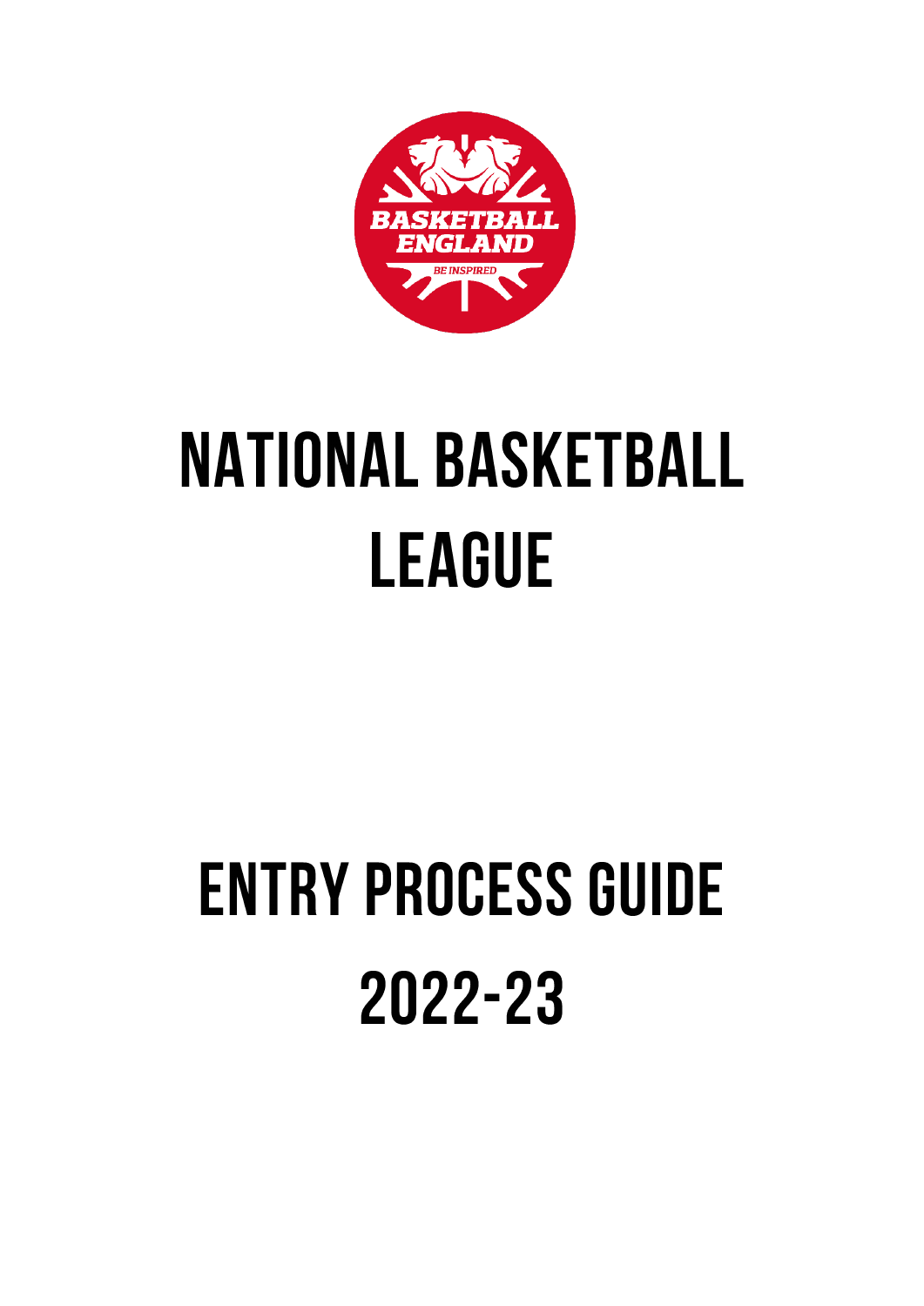# NATIONAL BASKETBALL LEAGUE

# ENTRY PROCESS GUIDE 2022-23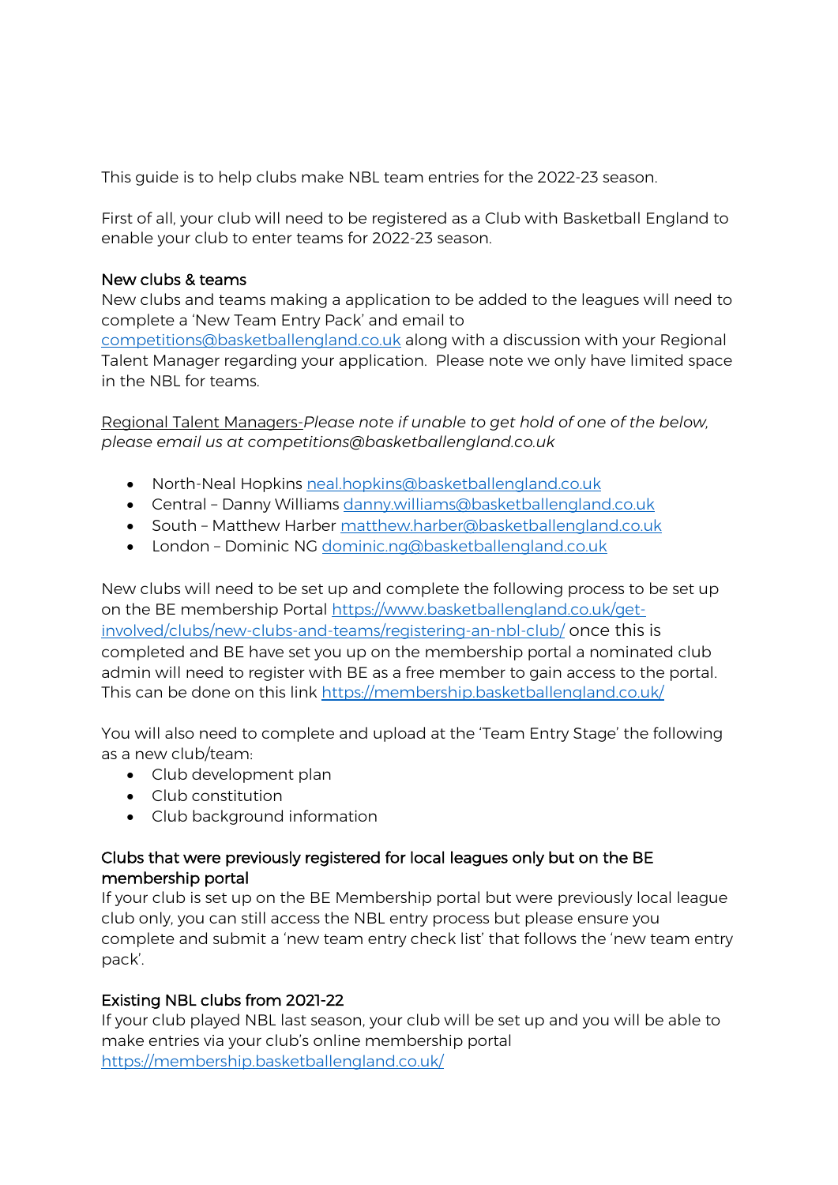This guide is to help clubs make NBL team entries for the 2022-23 season.

First of all, your club will need to be registered as a Club with Basketball England to enable your club to enter teams for 2022-23 season.

### New clubs & teams

New clubs and teams making a application to be added to the leagues will need to complete a 'New Team Entry Pack' and email to [competitions@basketballengland.co.uk](mailto:competitions@basketballengland.co.uk) along with a discussion with your Regional Talent Manager regarding your application. Please note we only have limited space in the NBL for teams.

Regional Talent Managers-*Please note if unable to get hold of one of the below, please email us at competitions@basketballengland.co.uk*

- North-Neal Hopkins [neal.hopkins@basketballengland.co.uk](mailto:neal.hopkins@basketballengland.co.uk)
- Central – Danny Williams [danny.williams@basketballengland.co.uk](mailto:danny.williams@basketballengland.co.uk)
- South – Matthew Harber [matthew.harber@basketballengland.co.uk](mailto:matthew.harber@basketballengland.co.uk)
- London – Dominic NG [dominic.ng@basketballengland.co.uk](mailto:dominic.ng@basketballengland.co.uk)

New clubs will need to be set up and complete the following process to be set up on the BE membership Portal [https://www.basketballengland.co.uk/get-involved/clubs/new-clubs-and-teams/registering-an-nbl-club/](https://www.basketballengland.co.uk/get-involved/clubs/new-clubs-and-teams/registering-an-nbl-club/) once this is completed and BE have set you up on the membership portal a nominated club admin will need to register with BE as a free member to gain access to the portal. This can be done on this link [https://membership.basketballengland.co.uk/](https://membership.basketballengland.co.uk/)

You will also need to complete and upload at the 'Team Entry Stage' the following as a new club/team:

- Club development plan
- Club constitution
- Club background information

### Clubs that were previously registered for local leagues only but on the BE membership portal

If your club is set up on the BE Membership portal but were previously local league club only, you can still access the NBL entry process but please ensure you complete and submit a 'new team entry check list' that follows the 'new team entry pack'.

### Existing NBL clubs from 2021-22

If your club played NBL last season, your club will be set up and you will be able to make entries via your club's online membership portal [https://membership.basketballengland.co.uk/](https://membership.basketballengland.co.uk/)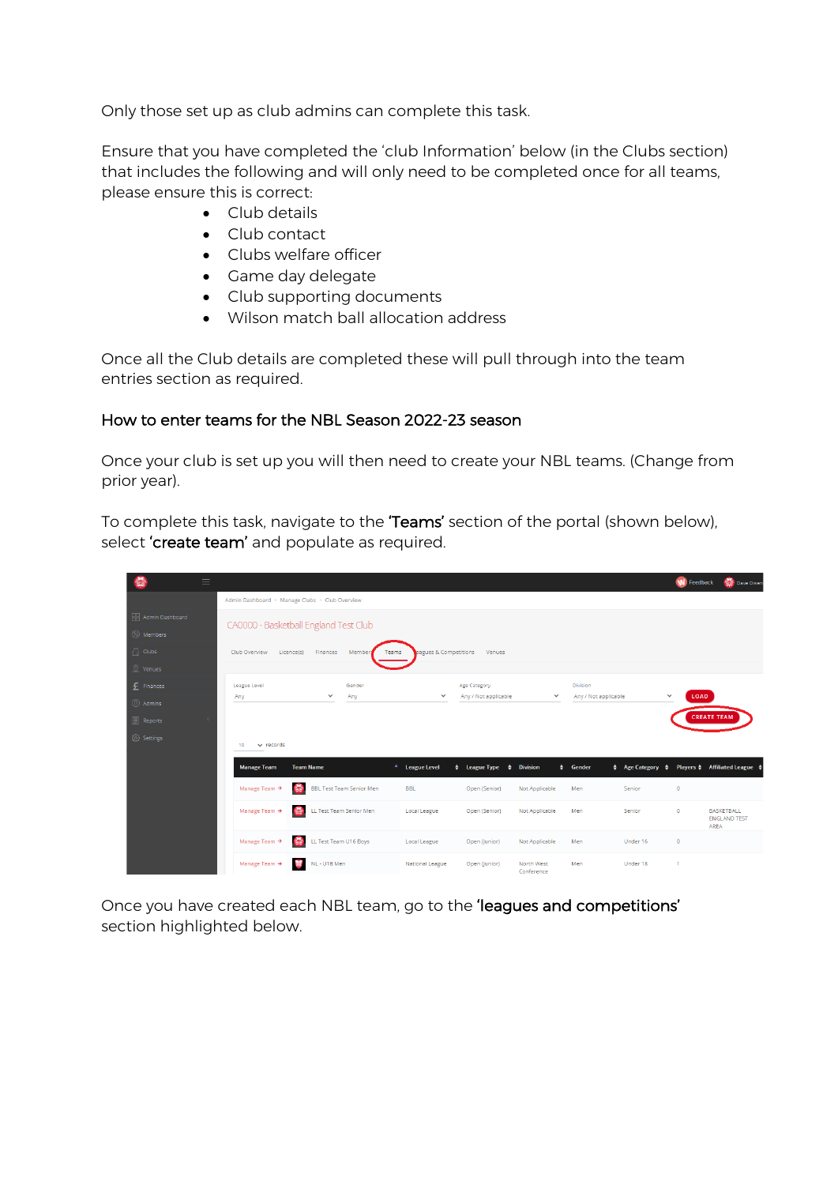Only those set up as club admins can complete this task.

Ensure that you have completed the 'club Information' below (in the Clubs section) that includes the following and will only need to be completed once for all teams, please ensure this is correct:

- Club details
- Club contact
- Clubs welfare officer
- Game day delegate
- Club supporting documents
- Wilson match ball allocation address

Once all the Club details are completed these will pull through into the team entries section as required.

## How to enter teams for the NBL Season 2022-23 season

Once your club is set up you will then need to create your NBL teams. (Change from prior year).

To complete this task, navigate to the **'Teams'** section of the portal (shown below), select **'create team'** and populate as required.

Once you have created each NBL team, go to the **'leagues and competitions'** section highlighted below.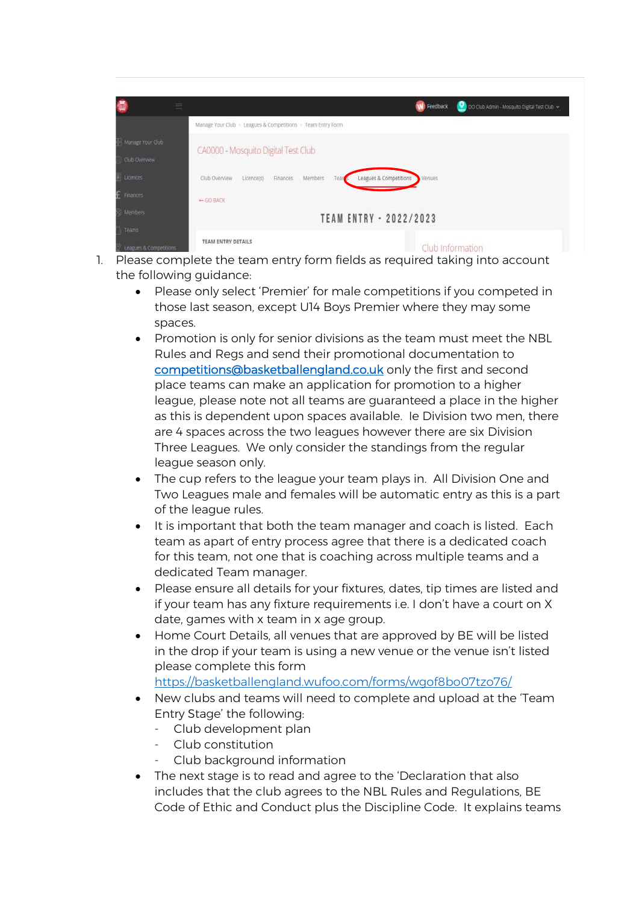1. Please complete the team entry form fields as required taking into account the following guidance:
   - Please only select 'Premier' for male competitions if you competed in those last season, except U14 Boys Premier where they may some spaces.
   - Promotion is only for senior divisions as the team must meet the NBL Rules and Regs and send their promotional documentation to competitions@basketballengland.co.uk only the first and second place teams can make an application for promotion to a higher league, please note not all teams are guaranteed a place in the higher as this is dependent upon spaces available. Ie Division two men, there are 4 spaces across the two leagues however there are six Division Three Leagues. We only consider the standings from the regular league season only.
   - The cup refers to the league your team plays in. All Division One and Two Leagues male and females will be automatic entry as this is a part of the league rules.
   - It is important that both the team manager and coach is listed. Each team as apart of entry process agree that there is a dedicated coach for this team, not one that is coaching across multiple teams and a dedicated Team manager.
   - Please ensure all details for your fixtures, dates, tip times are listed and if your team has any fixture requirements i.e. I don't have a court on X date, games with x team in x age group.
   - Home Court Details, all venues that are approved by BE will be listed in the drop if your team is using a new venue or the venue isn't listed please complete this form https://basketballengland.wufoo.com/forms/wgof8bo07tzo76/
   - New clubs and teams will need to complete and upload at the 'Team Entry Stage' the following:
     - Club development plan
     - Club constitution
     - Club background information
   - The next stage is to read and agree to the 'Declaration that also includes that the club agrees to the NBL Rules and Regulations, BE Code of Ethic and Conduct plus the Discipline Code. It explains teams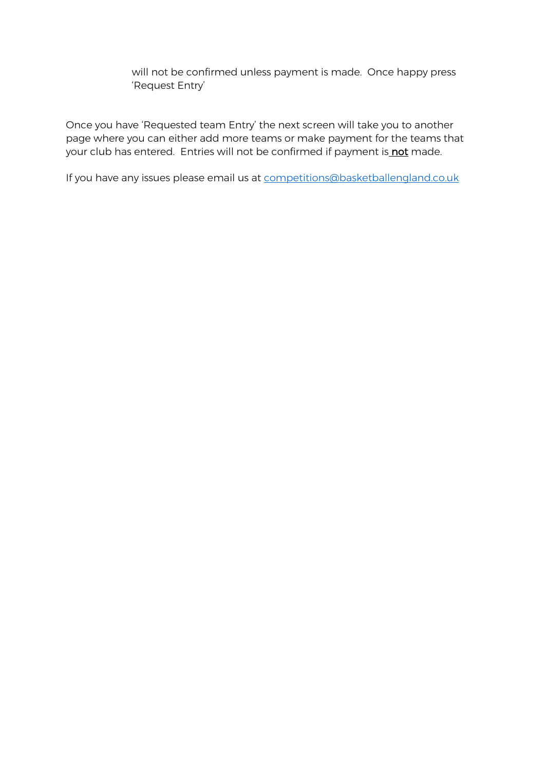will not be confirmed unless payment is made. Once happy press 'Request Entry'

Once you have 'Requested team Entry' the next screen will take you to another page where you can either add more teams or make payment for the teams that your club has entered. Entries will not be confirmed if payment is **not** made.

If you have any issues please email us at competitions@basketballengland.co.uk